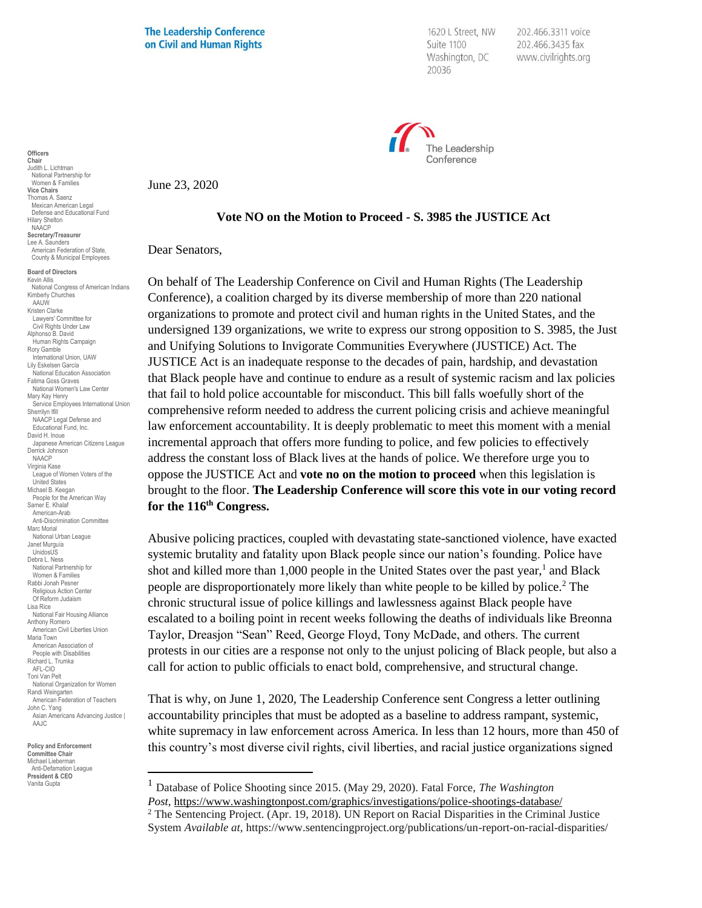The Leadership Conference on Civil and Human Rights

1620 L Street, NW
Suite 1100
Washington, DC
20036

202.466.3311 voice
202.466.3435 fax
www.civilrights.org

The Leadership Conference

**Officers**
**Chair**
Judith L. Lichtman
National Partnership for Women & Families
**Vice Chairs**
Thomas A. Saenz
Mexican American Legal Defense and Educational Fund
Hilary Shelton
NAACP
**Secretary/Treasurer**
Lee A. Saunders
American Federation of State, County & Municipal Employees

**Board of Directors**
Kevin Allis
National Congress of American Indians
Kimberly Churches
AAUW
Kristen Clarke
Lawyers' Committee for Civil Rights Under Law
Alphonso B. David
Human Rights Campaign
Rory Gamble
International Union, UAW
Lily Eskelsen García
National Education Association
Fatima Goss Graves
National Women's Law Center
Mary Kay Henry
Service Employees International Union
Sherrilyn Ifill
NAACP Legal Defense and Educational Fund, Inc.
David H. Inoue
Japanese American Citizens League
Derrick Johnson
NAACP
Virginia Kase
League of Women Voters of the United States
Michael B. Keegan
People for the American Way
Samer E. Khalaf
American-Arab Anti-Discrimination Committee
Marc Morial
National Urban League
Janet Murguía
UnidosUS
Debra L. Ness
National Partnership for Women & Families
Rabbi Jonah Pesner
Religious Action Center Of Reform Judaism
Lisa Rice
National Fair Housing Alliance
Anthony Romero
American Civil Liberties Union
Maria Town
American Association of People with Disabilities
Richard L. Trumka
AFL-CIO
Toni Van Pelt
National Organization for Women
Randi Weingarten
American Federation of Teachers
John C. Yang
Asian Americans Advancing Justice | AAJC

**Policy and Enforcement Committee Chair**
Michael Lieberman
Anti-Defamation League
**President & CEO**
Vanita Gupta

June 23, 2020

**Vote NO on the Motion to Proceed - S. 3985 the JUSTICE Act**

Dear Senators,

On behalf of The Leadership Conference on Civil and Human Rights (The Leadership Conference), a coalition charged by its diverse membership of more than 220 national organizations to promote and protect civil and human rights in the United States, and the undersigned 139 organizations, we write to express our strong opposition to S. 3985, the Just and Unifying Solutions to Invigorate Communities Everywhere (JUSTICE) Act. The JUSTICE Act is an inadequate response to the decades of pain, hardship, and devastation that Black people have and continue to endure as a result of systemic racism and lax policies that fail to hold police accountable for misconduct. This bill falls woefully short of the comprehensive reform needed to address the current policing crisis and achieve meaningful law enforcement accountability. It is deeply problematic to meet this moment with a menial incremental approach that offers more funding to police, and few policies to effectively address the constant loss of Black lives at the hands of police. We therefore urge you to oppose the JUSTICE Act and **vote no on the motion to proceed** when this legislation is brought to the floor. **The Leadership Conference will score this vote in our voting record for the 116th Congress.**

Abusive policing practices, coupled with devastating state-sanctioned violence, have exacted systemic brutality and fatality upon Black people since our nation's founding. Police have shot and killed more than 1,000 people in the United States over the past year,[1] and Black people are disproportionately more likely than white people to be killed by police.[2] The chronic structural issue of police killings and lawlessness against Black people have escalated to a boiling point in recent weeks following the deaths of individuals like Breonna Taylor, Dreasjon "Sean" Reed, George Floyd, Tony McDade, and others. The current protests in our cities are a response not only to the unjust policing of Black people, but also a call for action to public officials to enact bold, comprehensive, and structural change.

That is why, on June 1, 2020, The Leadership Conference sent Congress a letter outlining accountability principles that must be adopted as a baseline to address rampant, systemic, white supremacy in law enforcement across America. In less than 12 hours, more than 450 of this country's most diverse civil rights, civil liberties, and racial justice organizations signed

[1] Database of Police Shooting since 2015. (May 29, 2020). Fatal Force, *The Washington Post,* https://www.washingtonpost.com/graphics/investigations/police-shootings-database/

[2] The Sentencing Project. (Apr. 19, 2018). UN Report on Racial Disparities in the Criminal Justice System *Available at,* https://www.sentencingproject.org/publications/un-report-on-racial-disparities/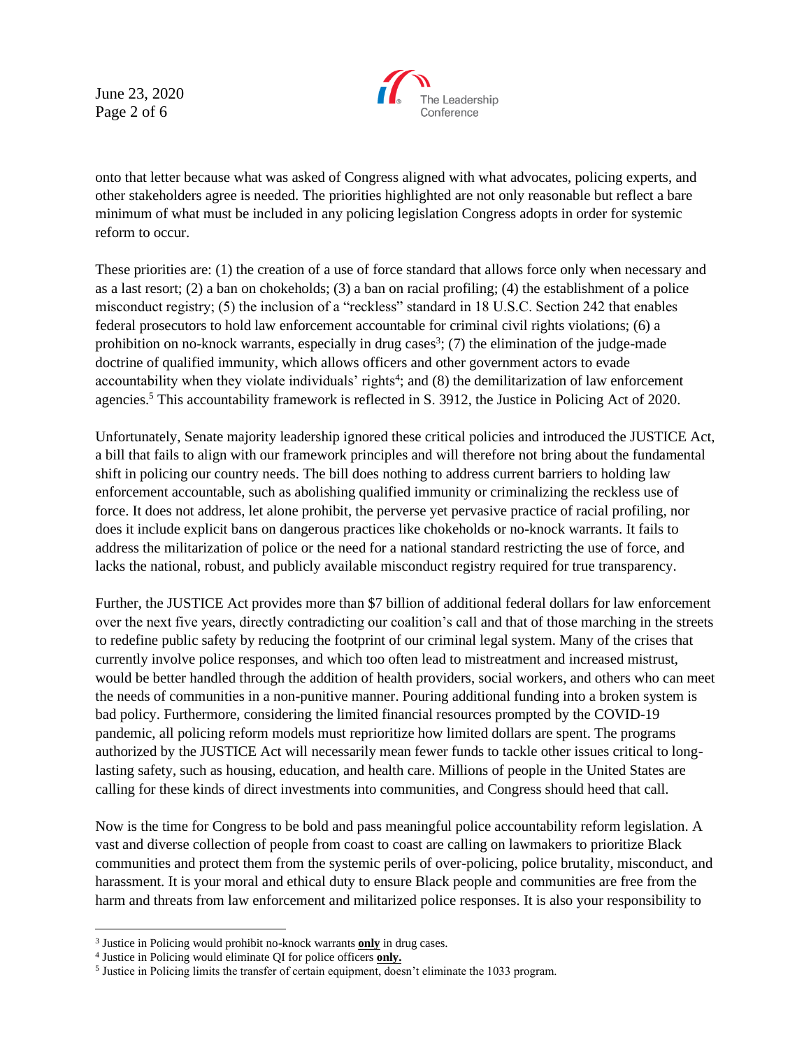onto that letter because what was asked of Congress aligned with what advocates, policing experts, and other stakeholders agree is needed. The priorities highlighted are not only reasonable but reflect a bare minimum of what must be included in any policing legislation Congress adopts in order for systemic reform to occur.

These priorities are: (1) the creation of a use of force standard that allows force only when necessary and as a last resort; (2) a ban on chokeholds; (3) a ban on racial profiling; (4) the establishment of a police misconduct registry; (5) the inclusion of a "reckless" standard in 18 U.S.C. Section 242 that enables federal prosecutors to hold law enforcement accountable for criminal civil rights violations; (6) a prohibition on no-knock warrants, especially in drug cases[3]; (7) the elimination of the judge-made doctrine of qualified immunity, which allows officers and other government actors to evade accountability when they violate individuals' rights[4]; and (8) the demilitarization of law enforcement agencies.[5] This accountability framework is reflected in S. 3912, the Justice in Policing Act of 2020.

Unfortunately, Senate majority leadership ignored these critical policies and introduced the JUSTICE Act, a bill that fails to align with our framework principles and will therefore not bring about the fundamental shift in policing our country needs. The bill does nothing to address current barriers to holding law enforcement accountable, such as abolishing qualified immunity or criminalizing the reckless use of force. It does not address, let alone prohibit, the perverse yet pervasive practice of racial profiling, nor does it include explicit bans on dangerous practices like chokeholds or no-knock warrants. It fails to address the militarization of police or the need for a national standard restricting the use of force, and lacks the national, robust, and publicly available misconduct registry required for true transparency.

Further, the JUSTICE Act provides more than $7 billion of additional federal dollars for law enforcement over the next five years, directly contradicting our coalition's call and that of those marching in the streets to redefine public safety by reducing the footprint of our criminal legal system. Many of the crises that currently involve police responses, and which too often lead to mistreatment and increased mistrust, would be better handled through the addition of health providers, social workers, and others who can meet the needs of communities in a non-punitive manner. Pouring additional funding into a broken system is bad policy. Furthermore, considering the limited financial resources prompted by the COVID-19 pandemic, all policing reform models must reprioritize how limited dollars are spent. The programs authorized by the JUSTICE Act will necessarily mean fewer funds to tackle other issues critical to long-lasting safety, such as housing, education, and health care. Millions of people in the United States are calling for these kinds of direct investments into communities, and Congress should heed that call.

Now is the time for Congress to be bold and pass meaningful police accountability reform legislation. A vast and diverse collection of people from coast to coast are calling on lawmakers to prioritize Black communities and protect them from the systemic perils of over-policing, police brutality, misconduct, and harassment. It is your moral and ethical duty to ensure Black people and communities are free from the harm and threats from law enforcement and militarized police responses. It is also your responsibility to

---

[3] Justice in Policing would prohibit no-knock warrants **only** in drug cases.

[4] Justice in Policing would eliminate QI for police officers **only.**

[5] Justice in Policing limits the transfer of certain equipment, doesn't eliminate the 1033 program.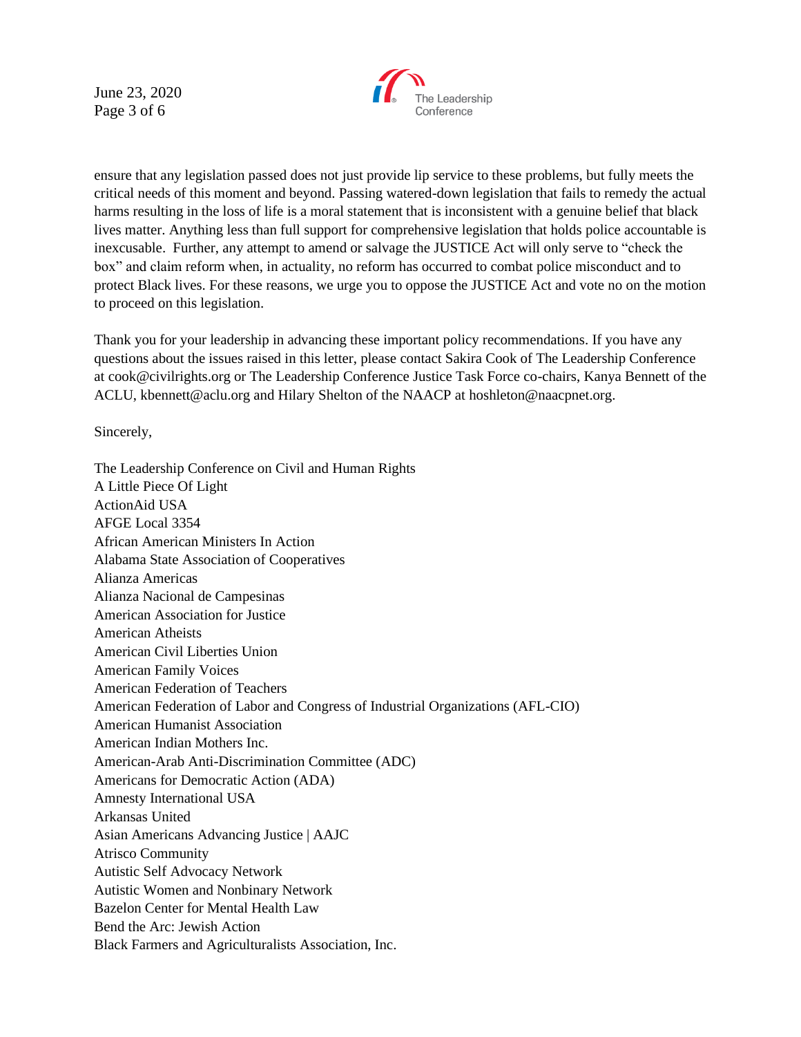ensure that any legislation passed does not just provide lip service to these problems, but fully meets the critical needs of this moment and beyond. Passing watered-down legislation that fails to remedy the actual harms resulting in the loss of life is a moral statement that is inconsistent with a genuine belief that black lives matter. Anything less than full support for comprehensive legislation that holds police accountable is inexcusable. Further, any attempt to amend or salvage the JUSTICE Act will only serve to "check the box" and claim reform when, in actuality, no reform has occurred to combat police misconduct and to protect Black lives. For these reasons, we urge you to oppose the JUSTICE Act and vote no on the motion to proceed on this legislation.

Thank you for your leadership in advancing these important policy recommendations. If you have any questions about the issues raised in this letter, please contact Sakira Cook of The Leadership Conference at cook@civilrights.org or The Leadership Conference Justice Task Force co-chairs, Kanya Bennett of the ACLU, kbennett@aclu.org and Hilary Shelton of the NAACP at hoshleton@naacpnet.org.

Sincerely,

The Leadership Conference on Civil and Human Rights
A Little Piece Of Light
ActionAid USA
AFGE Local 3354
African American Ministers In Action
Alabama State Association of Cooperatives
Alianza Americas
Alianza Nacional de Campesinas
American Association for Justice
American Atheists
American Civil Liberties Union
American Family Voices
American Federation of Teachers
American Federation of Labor and Congress of Industrial Organizations (AFL-CIO)
American Humanist Association
American Indian Mothers Inc.
American-Arab Anti-Discrimination Committee (ADC)
Americans for Democratic Action (ADA)
Amnesty International USA
Arkansas United
Asian Americans Advancing Justice | AAJC
Atrisco Community
Autistic Self Advocacy Network
Autistic Women and Nonbinary Network
Bazelon Center for Mental Health Law
Bend the Arc: Jewish Action
Black Farmers and Agriculturalists Association, Inc.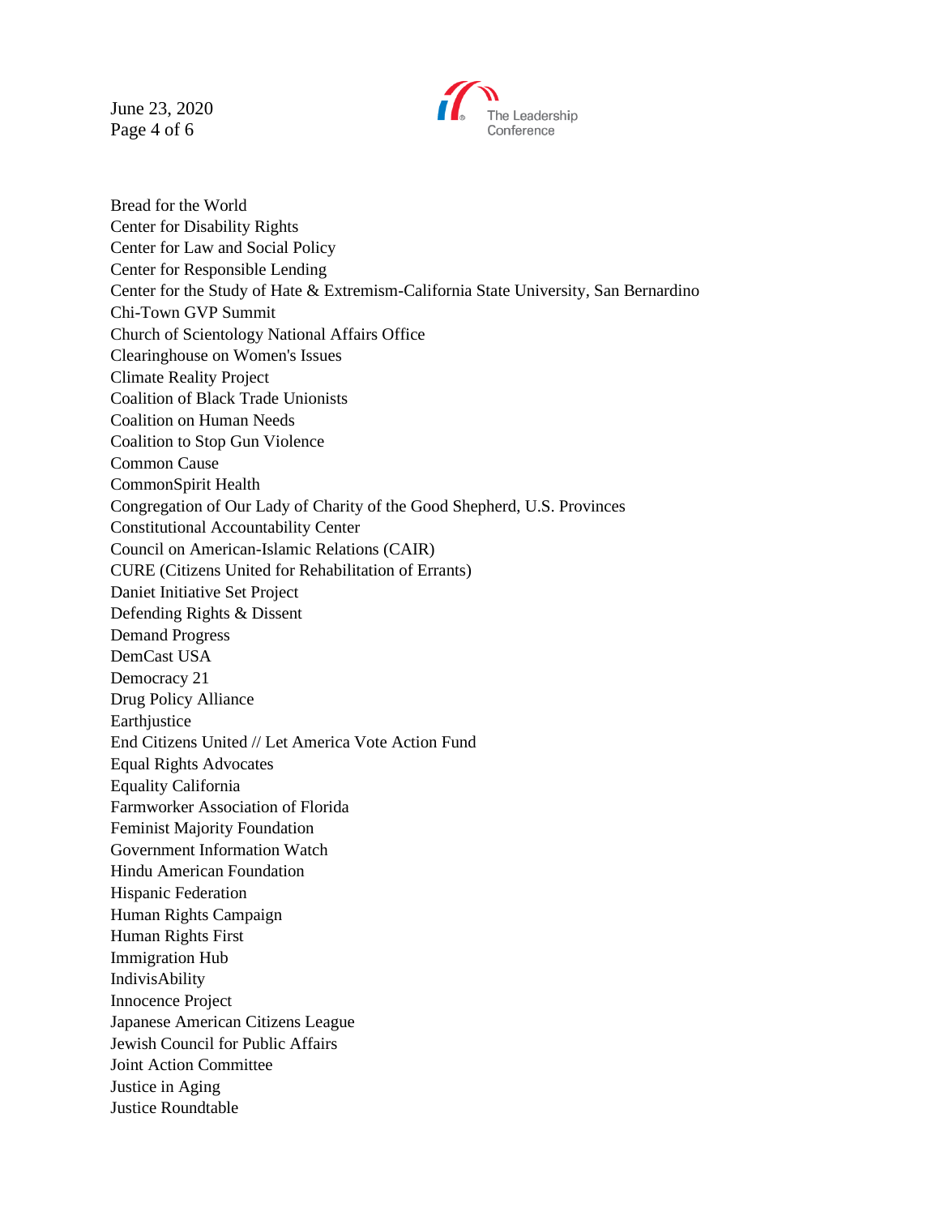Bread for the World
Center for Disability Rights
Center for Law and Social Policy
Center for Responsible Lending
Center for the Study of Hate & Extremism-California State University, San Bernardino
Chi-Town GVP Summit
Church of Scientology National Affairs Office
Clearinghouse on Women's Issues
Climate Reality Project
Coalition of Black Trade Unionists
Coalition on Human Needs
Coalition to Stop Gun Violence
Common Cause
CommonSpirit Health
Congregation of Our Lady of Charity of the Good Shepherd, U.S. Provinces
Constitutional Accountability Center
Council on American-Islamic Relations (CAIR)
CURE (Citizens United for Rehabilitation of Errants)
Daniet Initiative Set Project
Defending Rights & Dissent
Demand Progress
DemCast USA
Democracy 21
Drug Policy Alliance
Earthjustice
End Citizens United // Let America Vote Action Fund
Equal Rights Advocates
Equality California
Farmworker Association of Florida
Feminist Majority Foundation
Government Information Watch
Hindu American Foundation
Hispanic Federation
Human Rights Campaign
Human Rights First
Immigration Hub
IndivisAbility
Innocence Project
Japanese American Citizens League
Jewish Council for Public Affairs
Joint Action Committee
Justice in Aging
Justice Roundtable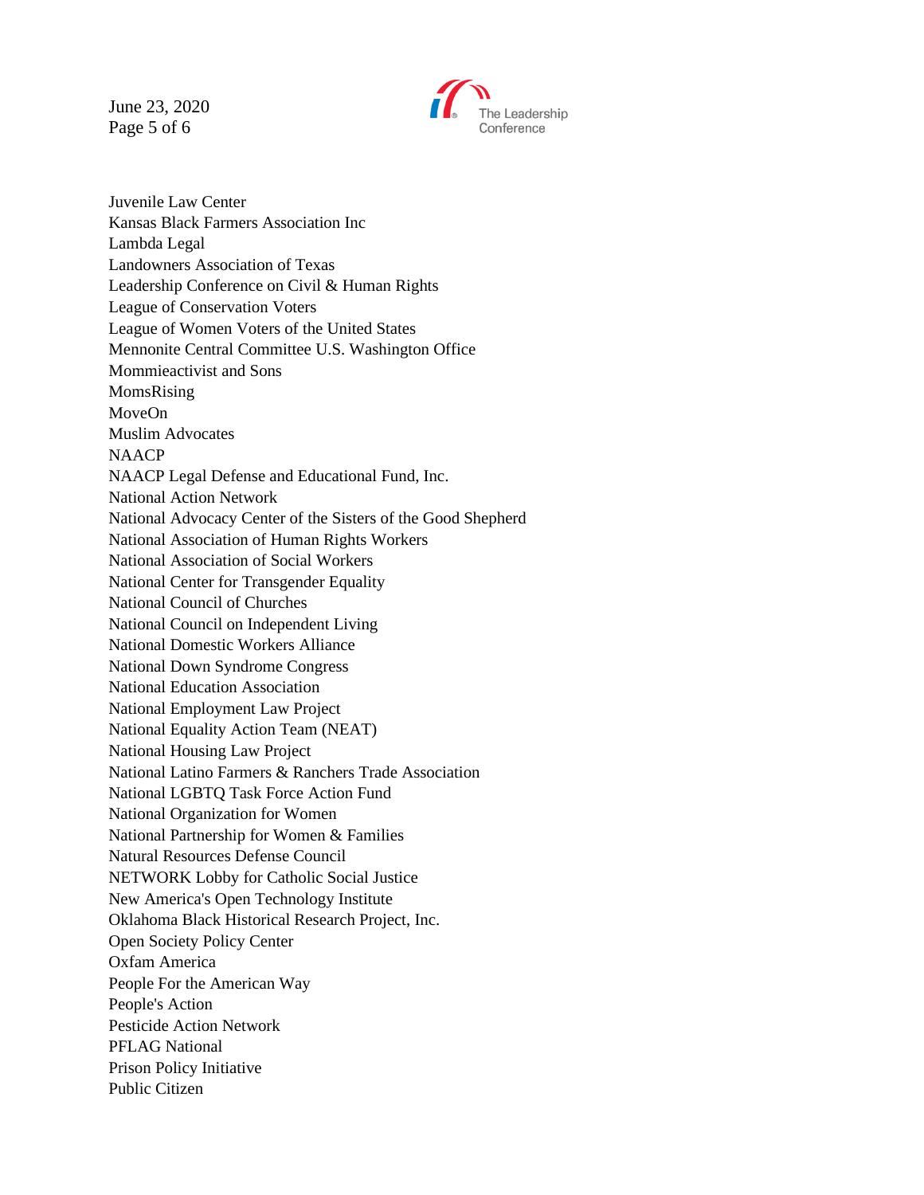Juvenile Law Center
Kansas Black Farmers Association Inc
Lambda Legal
Landowners Association of Texas
Leadership Conference on Civil & Human Rights
League of Conservation Voters
League of Women Voters of the United States
Mennonite Central Committee U.S. Washington Office
Mommieactivist and Sons
MomsRising
MoveOn
Muslim Advocates
NAACP
NAACP Legal Defense and Educational Fund, Inc.
National Action Network
National Advocacy Center of the Sisters of the Good Shepherd
National Association of Human Rights Workers
National Association of Social Workers
National Center for Transgender Equality
National Council of Churches
National Council on Independent Living
National Domestic Workers Alliance
National Down Syndrome Congress
National Education Association
National Employment Law Project
National Equality Action Team (NEAT)
National Housing Law Project
National Latino Farmers & Ranchers Trade Association
National LGBTQ Task Force Action Fund
National Organization for Women
National Partnership for Women & Families
Natural Resources Defense Council
NETWORK Lobby for Catholic Social Justice
New America's Open Technology Institute
Oklahoma Black Historical Research Project, Inc.
Open Society Policy Center
Oxfam America
People For the American Way
People's Action
Pesticide Action Network
PFLAG National
Prison Policy Initiative
Public Citizen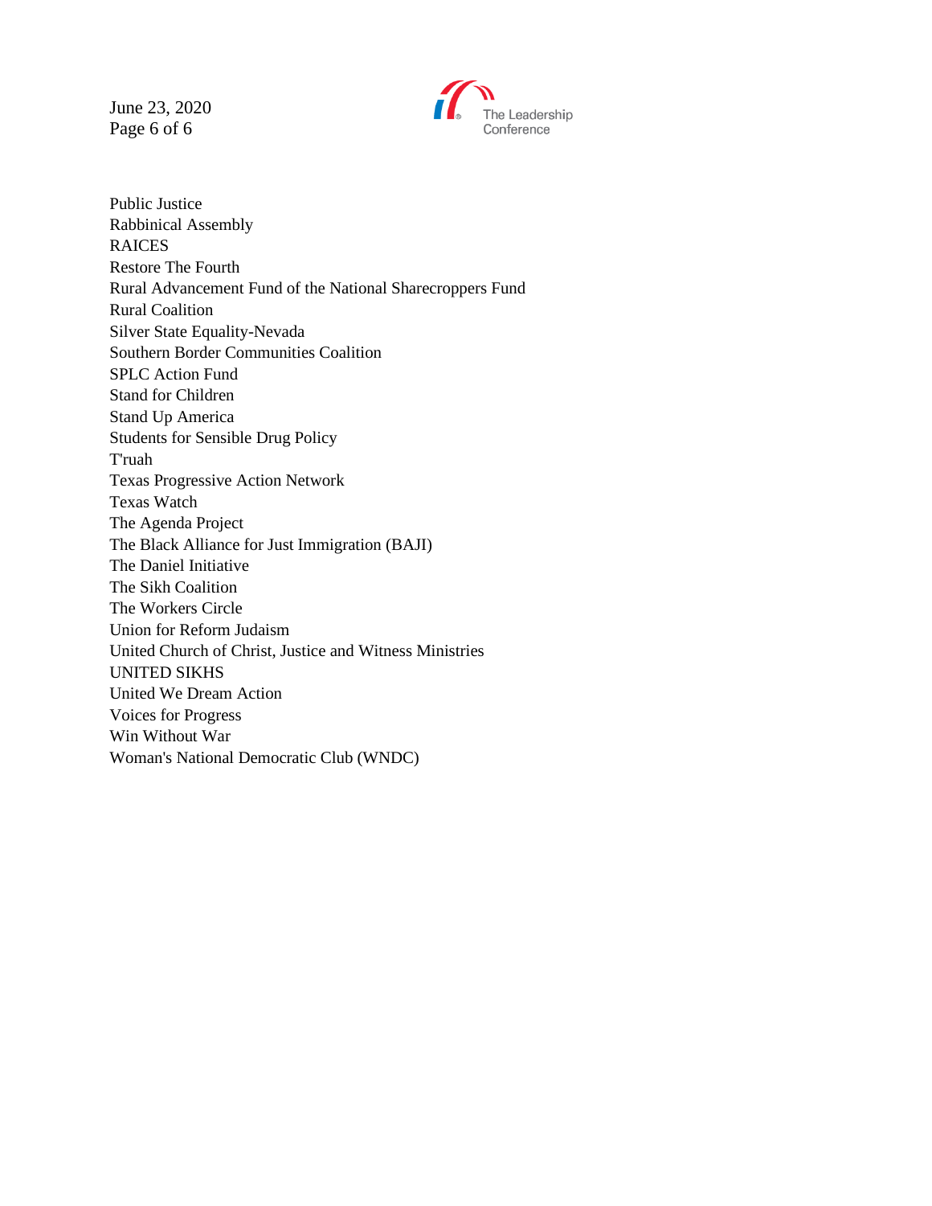Public Justice
Rabbinical Assembly
RAICES
Restore The Fourth
Rural Advancement Fund of the National Sharecroppers Fund
Rural Coalition
Silver State Equality-Nevada
Southern Border Communities Coalition
SPLC Action Fund
Stand for Children
Stand Up America
Students for Sensible Drug Policy
T'ruah
Texas Progressive Action Network
Texas Watch
The Agenda Project
The Black Alliance for Just Immigration (BAJI)
The Daniel Initiative
The Sikh Coalition
The Workers Circle
Union for Reform Judaism
United Church of Christ, Justice and Witness Ministries
UNITED SIKHS
United We Dream Action
Voices for Progress
Win Without War
Woman's National Democratic Club (WNDC)